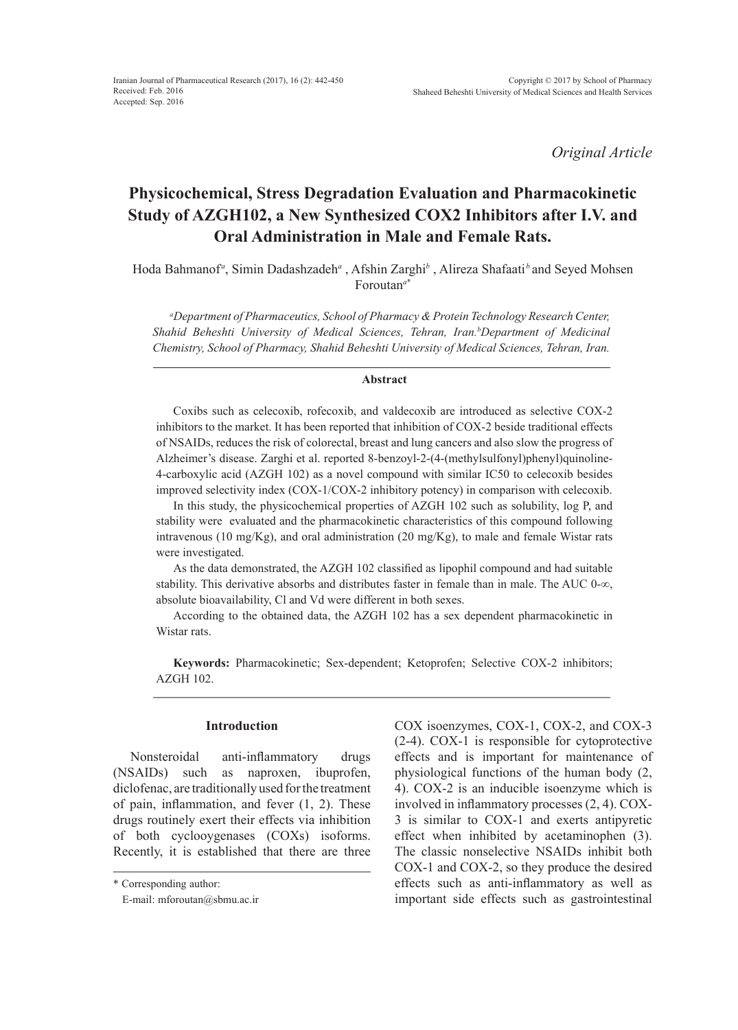Iranian Journal of Pharmaceutical Research (2017), 16 (2): 442-450
Received: Feb. 2016
Accepted: Sep. 2016

Copyright © 2017 by School of Pharmacy
Shaheed Beheshti University of Medical Sciences and Health Services

*Original Article*

# Physicochemical, Stress Degradation Evaluation and Pharmacokinetic Study of AZGH102, a New Synthesized COX2 Inhibitors after I.V. and Oral Administration in Male and Female Rats.

Hoda Bahmanof[a], Simin Dadashzadeh[a], Afshin Zarghi[b], Alireza Shafaati[b] and Seyed Mohsen Foroutan[a*]

*[a]Department of Pharmaceutics, School of Pharmacy & Protein Technology Research Center, Shahid Beheshti University of Medical Sciences, Tehran, Iran. [b]Department of Medicinal Chemistry, School of Pharmacy, Shahid Beheshti University of Medical Sciences, Tehran, Iran.*

## Abstract

Coxibs such as celecoxib, rofecoxib, and valdecoxib are introduced as selective COX-2 inhibitors to the market. It has been reported that inhibition of COX-2 beside traditional effects of NSAIDs, reduces the risk of colorectal, breast and lung cancers and also slow the progress of Alzheimer's disease. Zarghi et al. reported 8-benzoyl-2-(4-(methylsulfonyl)phenyl)quinoline-4-carboxylic acid (AZGH 102) as a novel compound with similar IC50 to celecoxib besides improved selectivity index (COX-1/COX-2 inhibitory potency) in comparison with celecoxib.

In this study, the physicochemical properties of AZGH 102 such as solubility, log P, and stability were evaluated and the pharmacokinetic characteristics of this compound following intravenous (10 mg/Kg), and oral administration (20 mg/Kg), to male and female Wistar rats were investigated.

As the data demonstrated, the AZGH 102 classified as lipophil compound and had suitable stability. This derivative absorbs and distributes faster in female than in male. The AUC 0-∞, absolute bioavailability, Cl and Vd were different in both sexes.

According to the obtained data, the AZGH 102 has a sex dependent pharmacokinetic in Wistar rats.

**Keywords:** Pharmacokinetic; Sex-dependent; Ketoprofen; Selective COX-2 inhibitors; AZGH 102.

## Introduction

Nonsteroidal anti-inflammatory drugs (NSAIDs) such as naproxen, ibuprofen, diclofenac, are traditionally used for the treatment of pain, inflammation, and fever (1, 2). These drugs routinely exert their effects via inhibition of both cyclooygenases (COXs) isoforms. Recently, it is established that there are three COX isoenzymes, COX-1, COX-2, and COX-3 (2-4). COX-1 is responsible for cytoprotective effects and is important for maintenance of physiological functions of the human body (2, 4). COX-2 is an inducible isoenzyme which is involved in inflammatory processes (2, 4). COX-3 is similar to COX-1 and exerts antipyretic effect when inhibited by acetaminophen (3). The classic nonselective NSAIDs inhibit both COX-1 and COX-2, so they produce the desired effects such as anti-inflammatory as well as important side effects such as gastrointestinal

\* Corresponding author:
E-mail: mforoutan@sbmu.ac.ir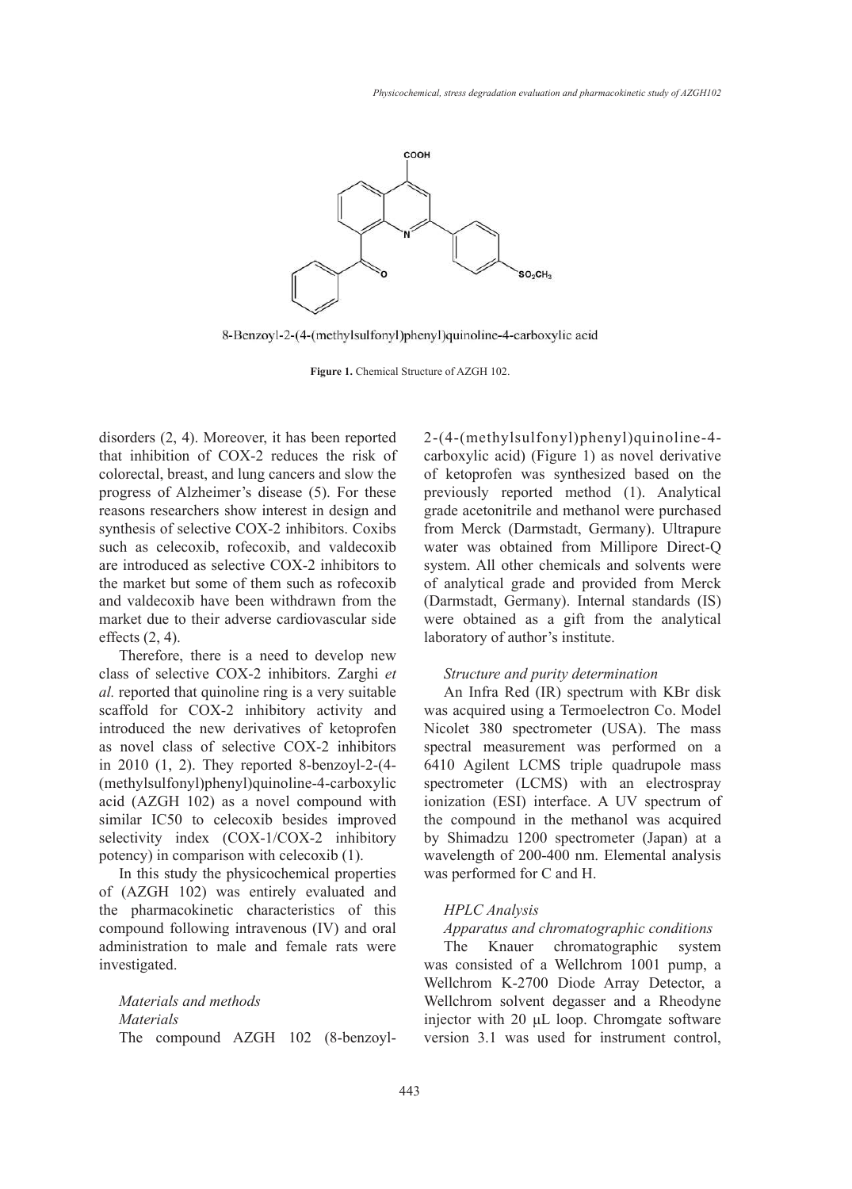8-Benzoyl-2-(4-(methylsulfonyl)phenyl)quinoline-4-carboxylic acid

**Figure 1.** Chemical Structure of AZGH 102.

disorders (2, 4). Moreover, it has been reported that inhibition of COX-2 reduces the risk of colorectal, breast, and lung cancers and slow the progress of Alzheimer's disease (5). For these reasons researchers show interest in design and synthesis of selective COX-2 inhibitors. Coxibs such as celecoxib, rofecoxib, and valdecoxib are introduced as selective COX-2 inhibitors to the market but some of them such as rofecoxib and valdecoxib have been withdrawn from the market due to their adverse cardiovascular side effects (2, 4).

Therefore, there is a need to develop new class of selective COX-2 inhibitors. Zarghi *et al.* reported that quinoline ring is a very suitable scaffold for COX-2 inhibitory activity and introduced the new derivatives of ketoprofen as novel class of selective COX-2 inhibitors in 2010 (1, 2). They reported 8-benzoyl-2-(4-(methylsulfonyl)phenyl)quinoline-4-carboxylic acid (AZGH 102) as a novel compound with similar IC50 to celecoxib besides improved selectivity index (COX-1/COX-2 inhibitory potency) in comparison with celecoxib (1).

In this study the physicochemical properties of (AZGH 102) was entirely evaluated and the pharmacokinetic characteristics of this compound following intravenous (IV) and oral administration to male and female rats were investigated.

## Materials and methods

### Materials

The compound AZGH 102 (8-benzoyl-2-(4-(methylsulfonyl)phenyl)quinoline-4-carboxylic acid) (Figure 1) as novel derivative of ketoprofen was synthesized based on the previously reported method (1). Analytical grade acetonitrile and methanol were purchased from Merck (Darmstadt, Germany). Ultrapure water was obtained from Millipore Direct-Q system. All other chemicals and solvents were of analytical grade and provided from Merck (Darmstadt, Germany). Internal standards (IS) were obtained as a gift from the analytical laboratory of author's institute.

### Structure and purity determination

An Infra Red (IR) spectrum with KBr disk was acquired using a Termoelectron Co. Model Nicolet 380 spectrometer (USA). The mass spectral measurement was performed on a 6410 Agilent LCMS triple quadrupole mass spectrometer (LCMS) with an electrospray ionization (ESI) interface. A UV spectrum of the compound in the methanol was acquired by Shimadzu 1200 spectrometer (Japan) at a wavelength of 200-400 nm. Elemental analysis was performed for C and H.

### HPLC Analysis

#### Apparatus and chromatographic conditions

The Knauer chromatographic system was consisted of a Wellchrom 1001 pump, a Wellchrom K-2700 Diode Array Detector, a Wellchrom solvent degasser and a Rheodyne injector with 20 μL loop. Chromgate software version 3.1 was used for instrument control,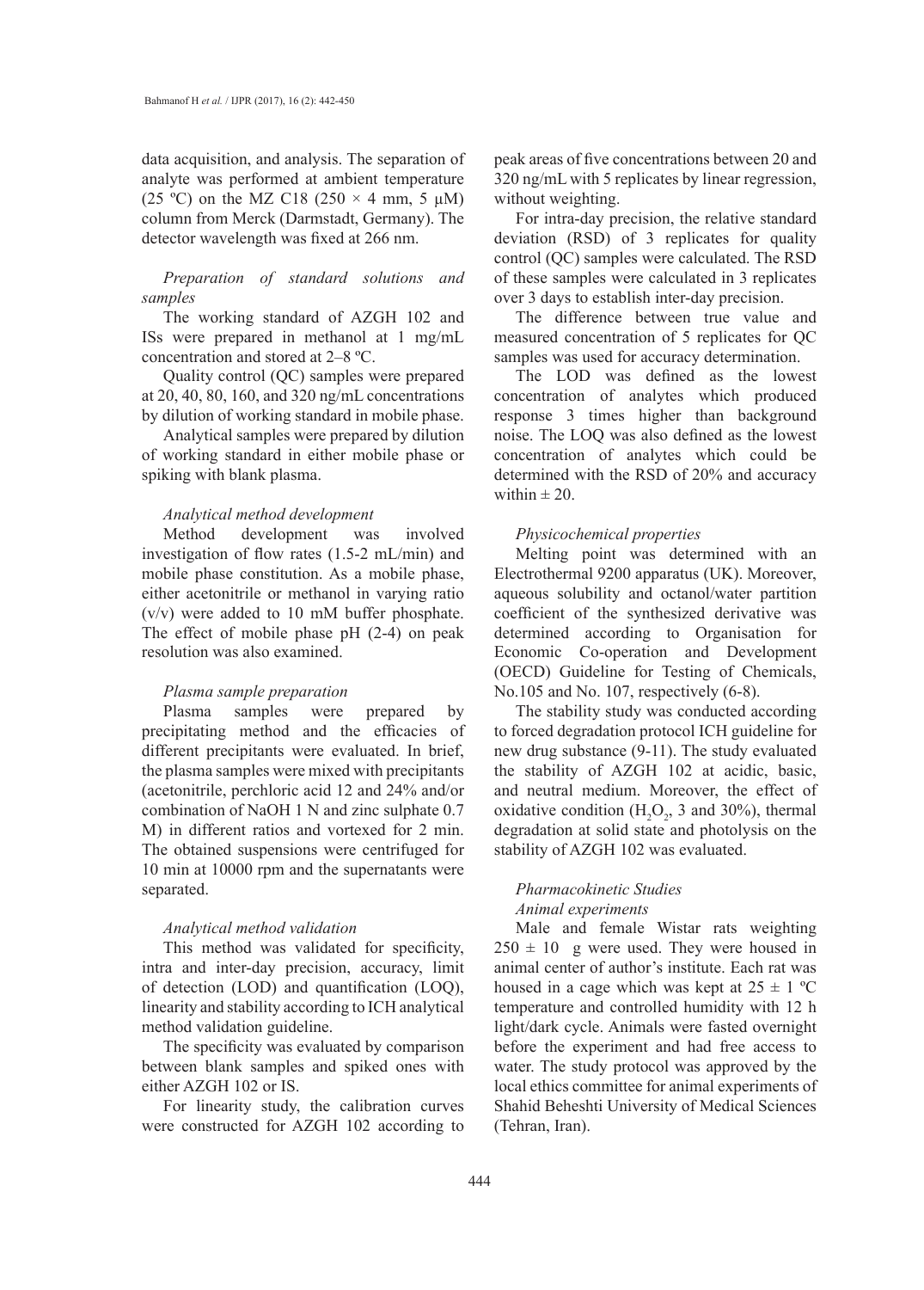data acquisition, and analysis. The separation of analyte was performed at ambient temperature (25 ºC) on the MZ C18 (250 × 4 mm, 5 µM) column from Merck (Darmstadt, Germany). The detector wavelength was fixed at 266 nm.

### *Preparation of standard solutions and samples*

The working standard of AZGH 102 and ISs were prepared in methanol at 1 mg/mL concentration and stored at 2–8 ºC.

Quality control (QC) samples were prepared at 20, 40, 80, 160, and 320 ng/mL concentrations by dilution of working standard in mobile phase.

Analytical samples were prepared by dilution of working standard in either mobile phase or spiking with blank plasma.

### *Analytical method development*

Method development was involved investigation of flow rates (1.5-2 mL/min) and mobile phase constitution. As a mobile phase, either acetonitrile or methanol in varying ratio (v/v) were added to 10 mM buffer phosphate. The effect of mobile phase pH (2-4) on peak resolution was also examined.

### *Plasma sample preparation*

Plasma samples were prepared by precipitating method and the efficacies of different precipitants were evaluated. In brief, the plasma samples were mixed with precipitants (acetonitrile, perchloric acid 12 and 24% and/or combination of NaOH 1 N and zinc sulphate 0.7 M) in different ratios and vortexed for 2 min. The obtained suspensions were centrifuged for 10 min at 10000 rpm and the supernatants were separated.

### *Analytical method validation*

This method was validated for specificity, intra and inter-day precision, accuracy, limit of detection (LOD) and quantification (LOQ), linearity and stability according to ICH analytical method validation guideline.

The specificity was evaluated by comparison between blank samples and spiked ones with either AZGH 102 or IS.

For linearity study, the calibration curves were constructed for AZGH 102 according to peak areas of five concentrations between 20 and 320 ng/mL with 5 replicates by linear regression, without weighting.

For intra-day precision, the relative standard deviation (RSD) of 3 replicates for quality control (QC) samples were calculated. The RSD of these samples were calculated in 3 replicates over 3 days to establish inter-day precision.

The difference between true value and measured concentration of 5 replicates for QC samples was used for accuracy determination.

The LOD was defined as the lowest concentration of analytes which produced response 3 times higher than background noise. The LOQ was also defined as the lowest concentration of analytes which could be determined with the RSD of 20% and accuracy within ± 20.

### *Physicochemical properties*

Melting point was determined with an Electrothermal 9200 apparatus (UK). Moreover, aqueous solubility and octanol/water partition coefficient of the synthesized derivative was determined according to Organisation for Economic Co-operation and Development (OECD) Guideline for Testing of Chemicals, No.105 and No. 107, respectively (6-8).

The stability study was conducted according to forced degradation protocol ICH guideline for new drug substance (9-11). The study evaluated the stability of AZGH 102 at acidic, basic, and neutral medium. Moreover, the effect of oxidative condition ($H_2O_2$, 3 and 30%), thermal degradation at solid state and photolysis on the stability of AZGH 102 was evaluated.

### *Pharmacokinetic Studies*

### *Animal experiments*

Male and female Wistar rats weighting 250 ± 10 g were used. They were housed in animal center of author's institute. Each rat was housed in a cage which was kept at 25 ± 1 ºC temperature and controlled humidity with 12 h light/dark cycle. Animals were fasted overnight before the experiment and had free access to water. The study protocol was approved by the local ethics committee for animal experiments of Shahid Beheshti University of Medical Sciences (Tehran, Iran).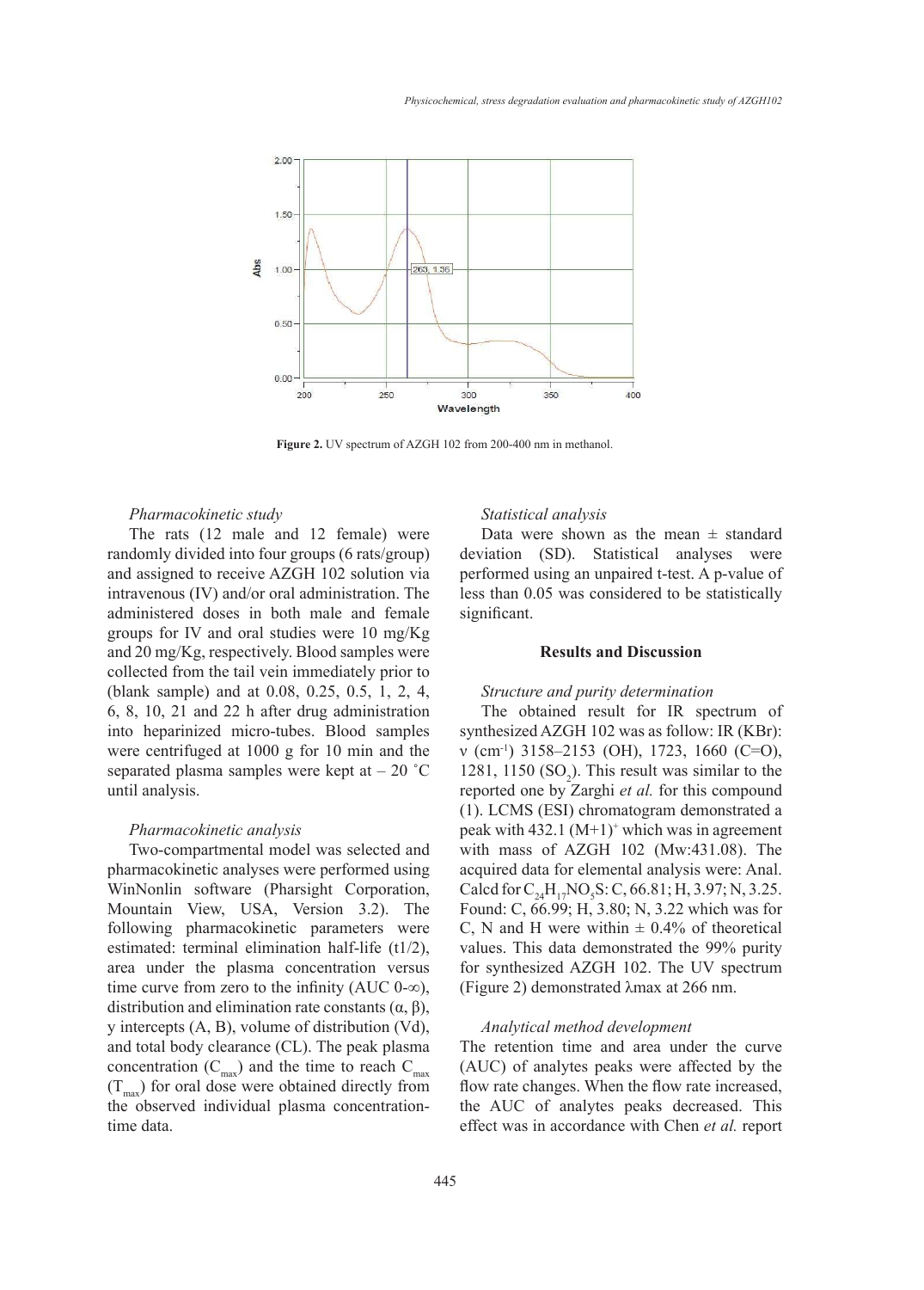Figure 2. UV spectrum of AZGH 102 from 200-400 nm in methanol.

*Pharmacokinetic study*

The rats (12 male and 12 female) were randomly divided into four groups (6 rats/group) and assigned to receive AZGH 102 solution via intravenous (IV) and/or oral administration. The administered doses in both male and female groups for IV and oral studies were 10 mg/Kg and 20 mg/Kg, respectively. Blood samples were collected from the tail vein immediately prior to (blank sample) and at 0.08, 0.25, 0.5, 1, 2, 4, 6, 8, 10, 21 and 22 h after drug administration into heparinized micro-tubes. Blood samples were centrifuged at 1000 g for 10 min and the separated plasma samples were kept at – 20 ˚C until analysis.

*Pharmacokinetic analysis*

Two-compartmental model was selected and pharmacokinetic analyses were performed using WinNonlin software (Pharsight Corporation, Mountain View, USA, Version 3.2). The following pharmacokinetic parameters were estimated: terminal elimination half-life (t1/2), area under the plasma concentration versus time curve from zero to the infinity (AUC 0-∞), distribution and elimination rate constants (α, β), y intercepts (A, B), volume of distribution (Vd), and total body clearance (CL). The peak plasma concentration ($C_{max}$) and the time to reach $C_{max}$ ($T_{max}$) for oral dose were obtained directly from the observed individual plasma concentration-time data.

*Statistical analysis*

Data were shown as the mean ± standard deviation (SD). Statistical analyses were performed using an unpaired t-test. A p-value of less than 0.05 was considered to be statistically significant.

## Results and Discussion

*Structure and purity determination*

The obtained result for IR spectrum of synthesized AZGH 102 was as follow: IR (KBr): ν ($cm^{-1}$) 3158–2153 (OH), 1723, 1660 (C=O), 1281, 1150 ($SO_2$). This result was similar to the reported one by Zarghi *et al.* for this compound (1). LCMS (ESI) chromatogram demonstrated a peak with 432.1 $(M+1)^+$ which was in agreement with mass of AZGH 102 (Mw:431.08). The acquired data for elemental analysis were: Anal. Calcd for $C_{24}H_{17}NO_5S$: C, 66.81; H, 3.97; N, 3.25. Found: C, 66.99; H, 3.80; N, 3.22 which was for C, N and H were within ± 0.4% of theoretical values. This data demonstrated the 99% purity for synthesized AZGH 102. The UV spectrum (Figure 2) demonstrated λmax at 266 nm.

*Analytical method development*

The retention time and area under the curve (AUC) of analytes peaks were affected by the flow rate changes. When the flow rate increased, the AUC of analytes peaks decreased. This effect was in accordance with Chen *et al.* report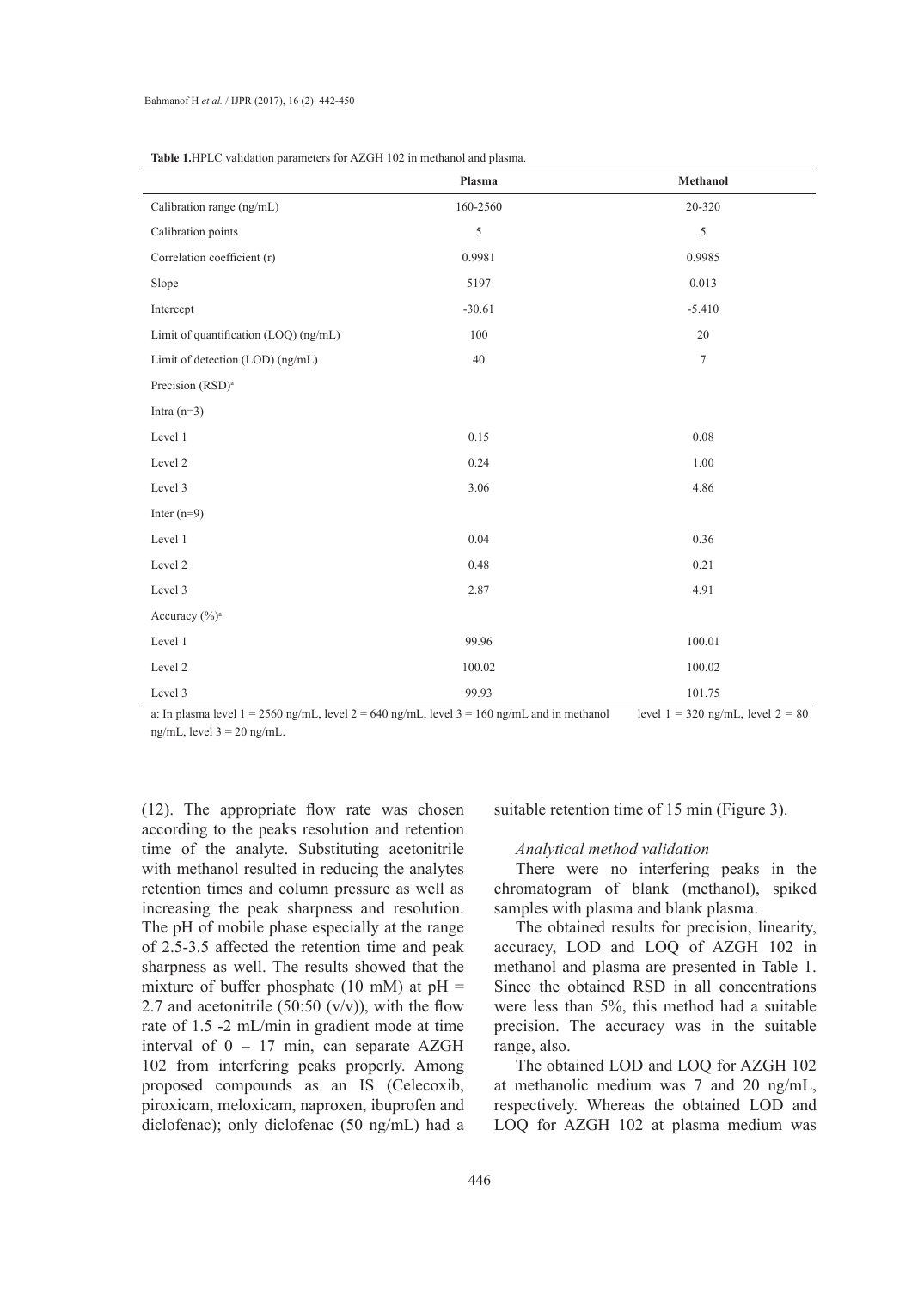**Table 1.** HPLC validation parameters for AZGH 102 in methanol and plasma.

| | Plasma | Methanol |
|---|---|---|
| Calibration range (ng/mL) | 160-2560 | 20-320 |
| Calibration points | 5 | 5 |
| Correlation coefficient (r) | 0.9981 | 0.9985 |
| Slope | 5197 | 0.013 |
| Intercept | -30.61 | -5.410 |
| Limit of quantification (LOQ) (ng/mL) | 100 | 20 |
| Limit of detection (LOD) (ng/mL) | 40 | 7 |
| Precision (RSD)[a] | | |
| Intra (n=3) | | |
| Level 1 | 0.15 | 0.08 |
| Level 2 | 0.24 | 1.00 |
| Level 3 | 3.06 | 4.86 |
| Inter (n=9) | | |
| Level 1 | 0.04 | 0.36 |
| Level 2 | 0.48 | 0.21 |
| Level 3 | 2.87 | 4.91 |
| Accuracy (%)[a] | | |
| Level 1 | 99.96 | 100.01 |
| Level 2 | 100.02 | 100.02 |
| Level 3 | 99.93 | 101.75 |

a: In plasma level 1 = 2560 ng/mL, level 2 = 640 ng/mL, level 3 = 160 ng/mL and in methanol level 1 = 320 ng/mL, level 2 = 80 ng/mL, level 3 = 20 ng/mL.

(12). The appropriate flow rate was chosen according to the peaks resolution and retention time of the analyte. Substituting acetonitrile with methanol resulted in reducing the analytes retention times and column pressure as well as increasing the peak sharpness and resolution. The pH of mobile phase especially at the range of 2.5-3.5 affected the retention time and peak sharpness as well. The results showed that the mixture of buffer phosphate (10 mM) at pH = 2.7 and acetonitrile (50:50 (v/v)), with the flow rate of 1.5 -2 mL/min in gradient mode at time interval of 0 – 17 min, can separate AZGH 102 from interfering peaks properly. Among proposed compounds as an IS (Celecoxib, piroxicam, meloxicam, naproxen, ibuprofen and diclofenac); only diclofenac (50 ng/mL) had a suitable retention time of 15 min (Figure 3).

### *Analytical method validation*

There were no interfering peaks in the chromatogram of blank (methanol), spiked samples with plasma and blank plasma.

The obtained results for precision, linearity, accuracy, LOD and LOQ of AZGH 102 in methanol and plasma are presented in Table 1. Since the obtained RSD in all concentrations were less than 5%, this method had a suitable precision. The accuracy was in the suitable range, also.

The obtained LOD and LOQ for AZGH 102 at methanolic medium was 7 and 20 ng/mL, respectively. Whereas the obtained LOD and LOQ for AZGH 102 at plasma medium was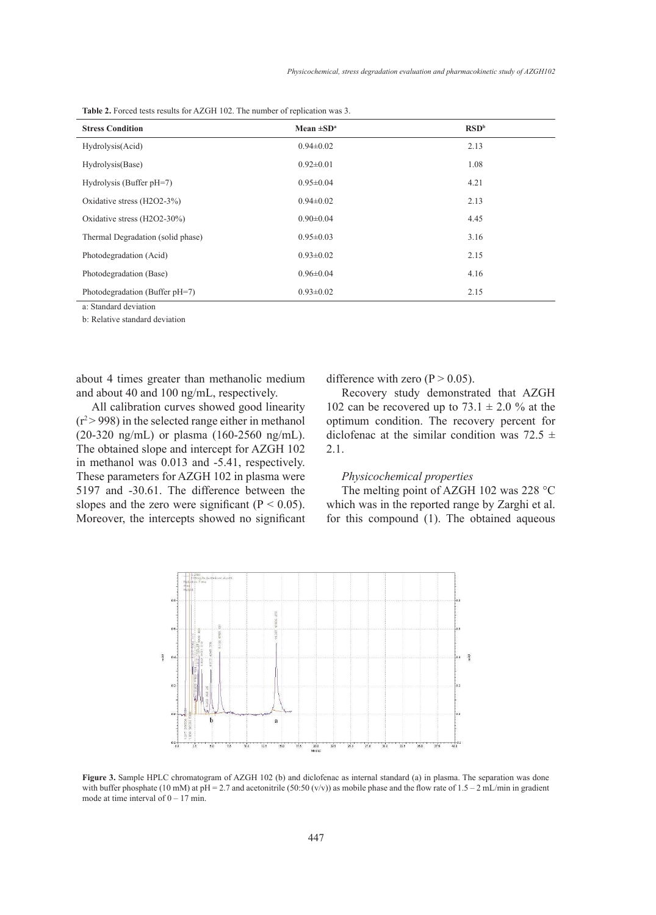**Table 2.** Forced tests results for AZGH 102. The number of replication was 3.

| Stress Condition | Mean ±SD[a] | RSD[b] |
|---|---|---|
| Hydrolysis(Acid) | 0.94±0.02 | 2.13 |
| Hydrolysis(Base) | 0.92±0.01 | 1.08 |
| Hydrolysis (Buffer pH=7) | 0.95±0.04 | 4.21 |
| Oxidative stress ($H_2O_2$-3%) | 0.94±0.02 | 2.13 |
| Oxidative stress ($H_2O_2$-30%) | 0.90±0.04 | 4.45 |
| Thermal Degradation (solid phase) | 0.95±0.03 | 3.16 |
| Photodegradation (Acid) | 0.93±0.02 | 2.15 |
| Photodegradation (Base) | 0.96±0.04 | 4.16 |
| Photodegradation (Buffer pH=7) | 0.93±0.02 | 2.15 |

a: Standard deviation

b: Relative standard deviation

about 4 times greater than methanolic medium and about 40 and 100 ng/mL, respectively.

All calibration curves showed good linearity ($r^2 > 998$) in the selected range either in methanol (20-320 ng/mL) or plasma (160-2560 ng/mL). The obtained slope and intercept for AZGH 102 in methanol was 0.013 and -5.41, respectively. These parameters for AZGH 102 in plasma were 5197 and -30.61. The difference between the slopes and the zero were significant ($P < 0.05$). Moreover, the intercepts showed no significant difference with zero ($P > 0.05$).

Recovery study demonstrated that AZGH 102 can be recovered up to 73.1 ± 2.0 % at the optimum condition. The recovery percent for diclofenac at the similar condition was 72.5 ± 2.1.

### *Physicochemical properties*

The melting point of AZGH 102 was 228 °C which was in the reported range by Zarghi et al. for this compound (1). The obtained aqueous

**Figure 3.** Sample HPLC chromatogram of AZGH 102 (b) and diclofenac as internal standard (a) in plasma. The separation was done with buffer phosphate (10 mM) at pH = 2.7 and acetonitrile (50:50 (v/v)) as mobile phase and the flow rate of 1.5 – 2 mL/min in gradient mode at time interval of 0 – 17 min.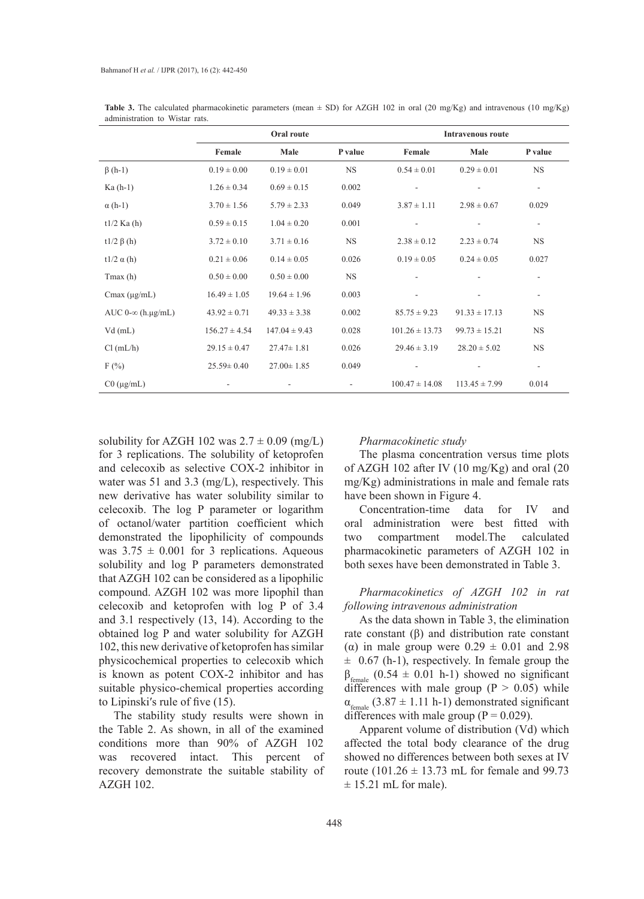**Table 3.** The calculated pharmacokinetic parameters (mean ± SD) for AZGH 102 in oral (20 mg/Kg) and intravenous (10 mg/Kg) administration to Wistar rats.

| | Oral route | | | Intravenous route | | |
|---|---|---|---|---|---|---|
| | Female | Male | P value | Female | Male | P value |
| β (h-1) | 0.19 ± 0.00 | 0.19 ± 0.01 | NS | 0.54 ± 0.01 | 0.29 ± 0.01 | NS |
| Ka (h-1) | 1.26 ± 0.34 | 0.69 ± 0.15 | 0.002 | - | - | - |
| α (h-1) | 3.70 ± 1.56 | 5.79 ± 2.33 | 0.049 | 3.87 ± 1.11 | 2.98 ± 0.67 | 0.029 |
| t1/2 Ka (h) | 0.59 ± 0.15 | 1.04 ± 0.20 | 0.001 | - | - | - |
| t1/2 β (h) | 3.72 ± 0.10 | 3.71 ± 0.16 | NS | 2.38 ± 0.12 | 2.23 ± 0.74 | NS |
| t1/2 α (h) | 0.21 ± 0.06 | 0.14 ± 0.05 | 0.026 | 0.19 ± 0.05 | 0.24 ± 0.05 | 0.027 |
| Tmax (h) | 0.50 ± 0.00 | 0.50 ± 0.00 | NS | - | - | - |
| Cmax (μg/mL) | 16.49 ± 1.05 | 19.64 ± 1.96 | 0.003 | - | - | - |
| AUC 0-∞ (h.μg/mL) | 43.92 ± 0.71 | 49.33 ± 3.38 | 0.002 | 85.75 ± 9.23 | 91.33 ± 17.13 | NS |
| Vd (mL) | 156.27 ± 4.54 | 147.04 ± 9.43 | 0.028 | 101.26 ± 13.73 | 99.73 ± 15.21 | NS |
| Cl (mL/h) | 29.15 ± 0.47 | 27.47± 1.81 | 0.026 | 29.46 ± 3.19 | 28.20 ± 5.02 | NS |
| F (%) | 25.59± 0.40 | 27.00± 1.85 | 0.049 | - | - | - |
| C0 (μg/mL) | - | - | - | 100.47 ± 14.08 | 113.45 ± 7.99 | 0.014 |

solubility for AZGH 102 was 2.7 ± 0.09 (mg/L) for 3 replications. The solubility of ketoprofen and celecoxib as selective COX-2 inhibitor in water was 51 and 3.3 (mg/L), respectively. This new derivative has water solubility similar to celecoxib. The log P parameter or logarithm of octanol/water partition coefficient which demonstrated the lipophilicity of compounds was 3.75 ± 0.001 for 3 replications. Aqueous solubility and log P parameters demonstrated that AZGH 102 can be considered as a lipophilic compound. AZGH 102 was more lipophil than celecoxib and ketoprofen with log P of 3.4 and 3.1 respectively (13, 14). According to the obtained log P and water solubility for AZGH 102, this new derivative of ketoprofen has similar physicochemical properties to celecoxib which is known as potent COX-2 inhibitor and has suitable physico-chemical properties according to Lipinski′s rule of five (15).

The stability study results were shown in the Table 2. As shown, in all of the examined conditions more than 90% of AZGH 102 was recovered intact. This percent of recovery demonstrate the suitable stability of AZGH 102.

*Pharmacokinetic study*

The plasma concentration versus time plots of AZGH 102 after IV (10 mg/Kg) and oral (20 mg/Kg) administrations in male and female rats have been shown in Figure 4.

Concentration-time data for IV and oral administration were best fitted with two compartment model.The calculated pharmacokinetic parameters of AZGH 102 in both sexes have been demonstrated in Table 3.

*Pharmacokinetics of AZGH 102 in rat following intravenous administration*

As the data shown in Table 3, the elimination rate constant (β) and distribution rate constant (α) in male group were 0.29 ± 0.01 and 2.98 ± 0.67 (h-1), respectively. In female group the $\beta_{female}$ (0.54 ± 0.01 h-1) showed no significant differences with male group (P > 0.05) while $\alpha_{female}$ (3.87 ± 1.11 h-1) demonstrated significant differences with male group (P = 0.029).

Apparent volume of distribution (Vd) which affected the total body clearance of the drug showed no differences between both sexes at IV route (101.26 ± 13.73 mL for female and 99.73 ± 15.21 mL for male).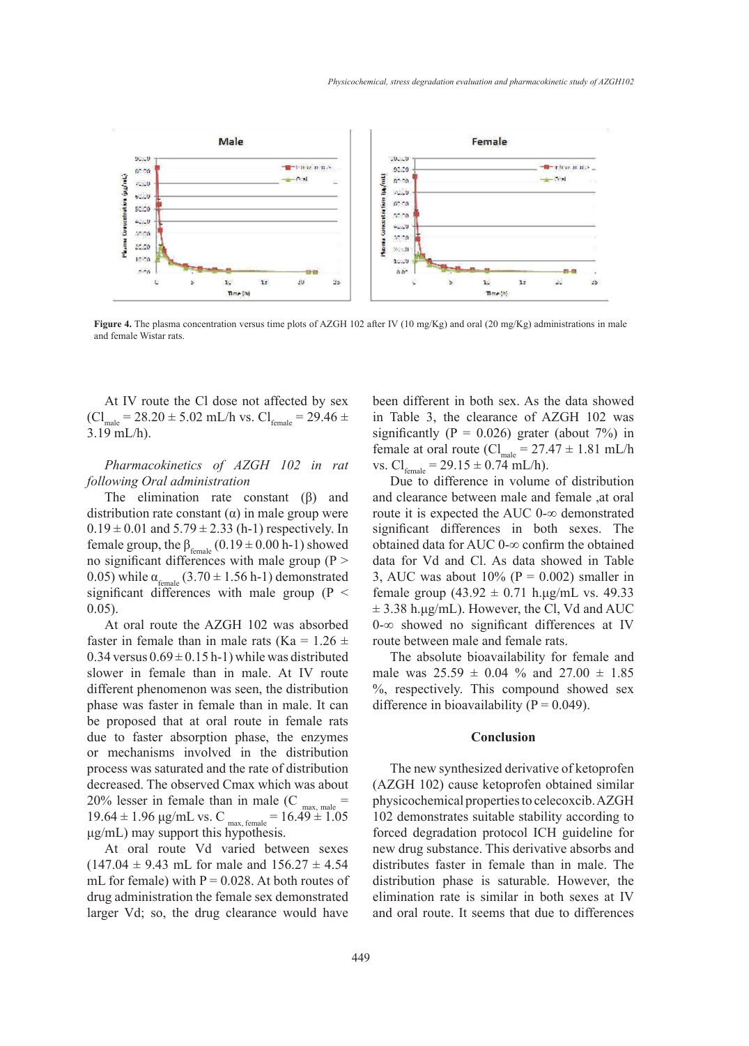**Figure 4.** The plasma concentration versus time plots of AZGH 102 after IV (10 mg/Kg) and oral (20 mg/Kg) administrations in male and female Wistar rats.

At IV route the Cl dose not affected by sex ($Cl_{male}$ = 28.20 ± 5.02 mL/h vs. $Cl_{female}$ = 29.46 ± 3.19 mL/h).

*Pharmacokinetics of AZGH 102 in rat following Oral administration*

The elimination rate constant (β) and distribution rate constant (α) in male group were 0.19 ± 0.01 and 5.79 ± 2.33 (h-1) respectively. In female group, the $\beta_{female}$ (0.19 ± 0.00 h-1) showed no significant differences with male group ($P > 0.05$) while $\alpha_{female}$ (3.70 ± 1.56 h-1) demonstrated significant differences with male group ($P < 0.05$).

At oral route the AZGH 102 was absorbed faster in female than in male rats (Ka = 1.26 ± 0.34 versus 0.69 ± 0.15 h-1) while was distributed slower in female than in male. At IV route different phenomenon was seen, the distribution phase was faster in female than in male. It can be proposed that at oral route in female rats due to faster absorption phase, the enzymes or mechanisms involved in the distribution process was saturated and the rate of distribution decreased. The observed Cmax which was about 20% lesser in female than in male ($C_{max,\ male}$ = 19.64 ± 1.96 µg/mL vs. $C_{max,\ female}$ = 16.49 ± 1.05 µg/mL) may support this hypothesis.

At oral route Vd varied between sexes (147.04 ± 9.43 mL for male and 156.27 ± 4.54 mL for female) with P = 0.028. At both routes of drug administration the female sex demonstrated larger Vd; so, the drug clearance would have been different in both sex. As the data showed in Table 3, the clearance of AZGH 102 was significantly (P = 0.026) grater (about 7%) in female at oral route ($Cl_{male}$ = 27.47 ± 1.81 mL/h vs. $Cl_{female}$ = 29.15 ± 0.74 mL/h).

Due to difference in volume of distribution and clearance between male and female ,at oral route it is expected the AUC 0-∞ demonstrated significant differences in both sexes. The obtained data for AUC 0-∞ confirm the obtained data for Vd and Cl. As data showed in Table 3, AUC was about 10% (P = 0.002) smaller in female group (43.92 ± 0.71 h.µg/mL vs. 49.33 ± 3.38 h.µg/mL). However, the Cl, Vd and AUC 0-∞ showed no significant differences at IV route between male and female rats.

The absolute bioavailability for female and male was 25.59 ± 0.04 % and 27.00 ± 1.85 %, respectively. This compound showed sex difference in bioavailability (P = 0.049).

## Conclusion

The new synthesized derivative of ketoprofen (AZGH 102) cause ketoprofen obtained similar physicochemical properties to celecoxcib. AZGH 102 demonstrates suitable stability according to forced degradation protocol ICH guideline for new drug substance. This derivative absorbs and distributes faster in female than in male. The distribution phase is saturable. However, the elimination rate is similar in both sexes at IV and oral route. It seems that due to differences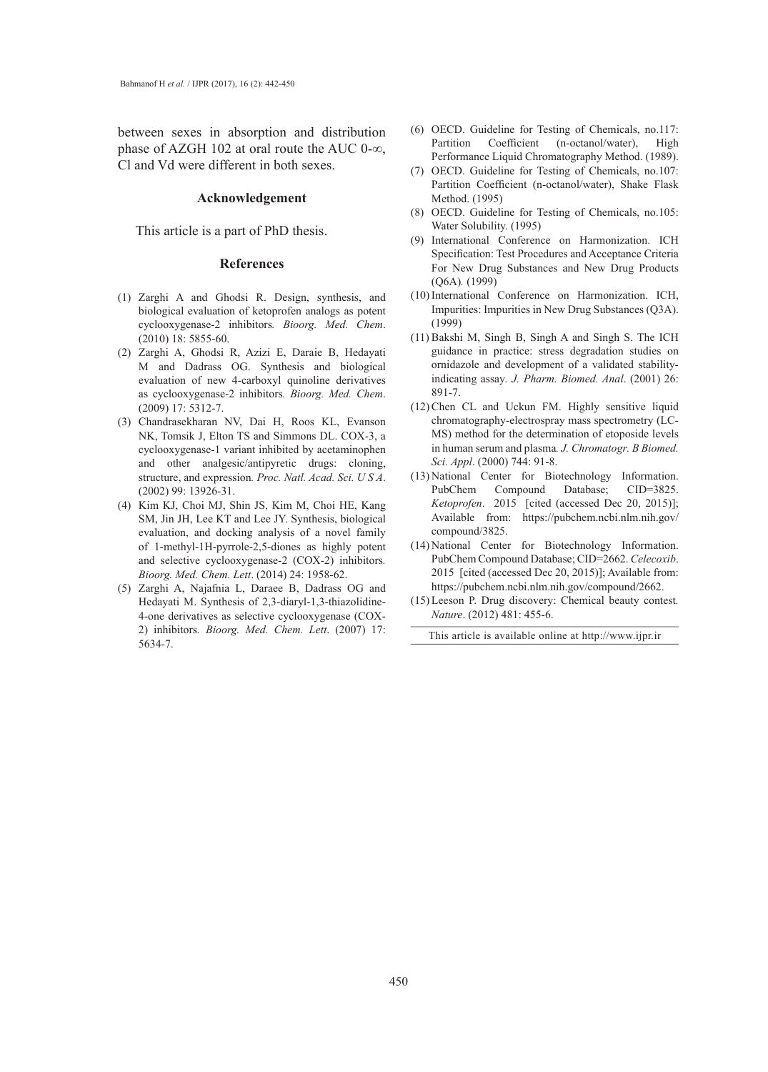between sexes in absorption and distribution phase of AZGH 102 at oral route the AUC 0-∞, Cl and Vd were different in both sexes.

## Acknowledgement

This article is a part of PhD thesis.

## References

(1) Zarghi A and Ghodsi R. Design, synthesis, and biological evaluation of ketoprofen analogs as potent cyclooxygenase-2 inhibitors. *Bioorg. Med. Chem*. (2010) 18: 5855-60.

(2) Zarghi A, Ghodsi R, Azizi E, Daraie B, Hedayati M and Dadrass OG. Synthesis and biological evaluation of new 4-carboxyl quinoline derivatives as cyclooxygenase-2 inhibitors. *Bioorg. Med. Chem*. (2009) 17: 5312-7.

(3) Chandrasekharan NV, Dai H, Roos KL, Evanson NK, Tomsik J, Elton TS and Simmons DL. COX-3, a cyclooxygenase-1 variant inhibited by acetaminophen and other analgesic/antipyretic drugs: cloning, structure, and expression. *Proc. Natl. Acad. Sci. U S A*. (2002) 99: 13926-31.

(4) Kim KJ, Choi MJ, Shin JS, Kim M, Choi HE, Kang SM, Jin JH, Lee KT and Lee JY. Synthesis, biological evaluation, and docking analysis of a novel family of 1-methyl-1H-pyrrole-2,5-diones as highly potent and selective cyclooxygenase-2 (COX-2) inhibitors. *Bioorg. Med. Chem. Lett*. (2014) 24: 1958-62.

(5) Zarghi A, Najafnia L, Daraee B, Dadrass OG and Hedayati M. Synthesis of 2,3-diaryl-1,3-thiazolidine-4-one derivatives as selective cyclooxygenase (COX-2) inhibitors. *Bioorg. Med. Chem. Lett*. (2007) 17: 5634-7.

(6) OECD. Guideline for Testing of Chemicals, no.117: Partition Coefficient (n-octanol/water), High Performance Liquid Chromatography Method. (1989).

(7) OECD. Guideline for Testing of Chemicals, no.107: Partition Coefficient (n-octanol/water), Shake Flask Method. (1995)

(8) OECD. Guideline for Testing of Chemicals, no.105: Water Solubility. (1995)

(9) International Conference on Harmonization. ICH Specification: Test Procedures and Acceptance Criteria For New Drug Substances and New Drug Products (Q6A). (1999)

(10) International Conference on Harmonization. ICH, Impurities: Impurities in New Drug Substances (Q3A). (1999)

(11) Bakshi M, Singh B, Singh A and Singh S. The ICH guidance in practice: stress degradation studies on ornidazole and development of a validated stability-indicating assay. *J. Pharm. Biomed. Anal*. (2001) 26: 891-7.

(12) Chen CL and Uckun FM. Highly sensitive liquid chromatography-electrospray mass spectrometry (LC-MS) method for the determination of etoposide levels in human serum and plasma. *J. Chromatogr. B Biomed. Sci. Appl*. (2000) 744: 91-8.

(13) National Center for Biotechnology Information. PubChem Compound Database; CID=3825. *Ketoprofen*. 2015 [cited (accessed Dec 20, 2015)]; Available from: https://pubchem.ncbi.nlm.nih.gov/compound/3825.

(14) National Center for Biotechnology Information. PubChem Compound Database; CID=2662. *Celecoxib*. 2015 [cited (accessed Dec 20, 2015)]; Available from: https://pubchem.ncbi.nlm.nih.gov/compound/2662.

(15) Leeson P. Drug discovery: Chemical beauty contest. *Nature*. (2012) 481: 455-6.

This article is available online at http://www.ijpr.ir